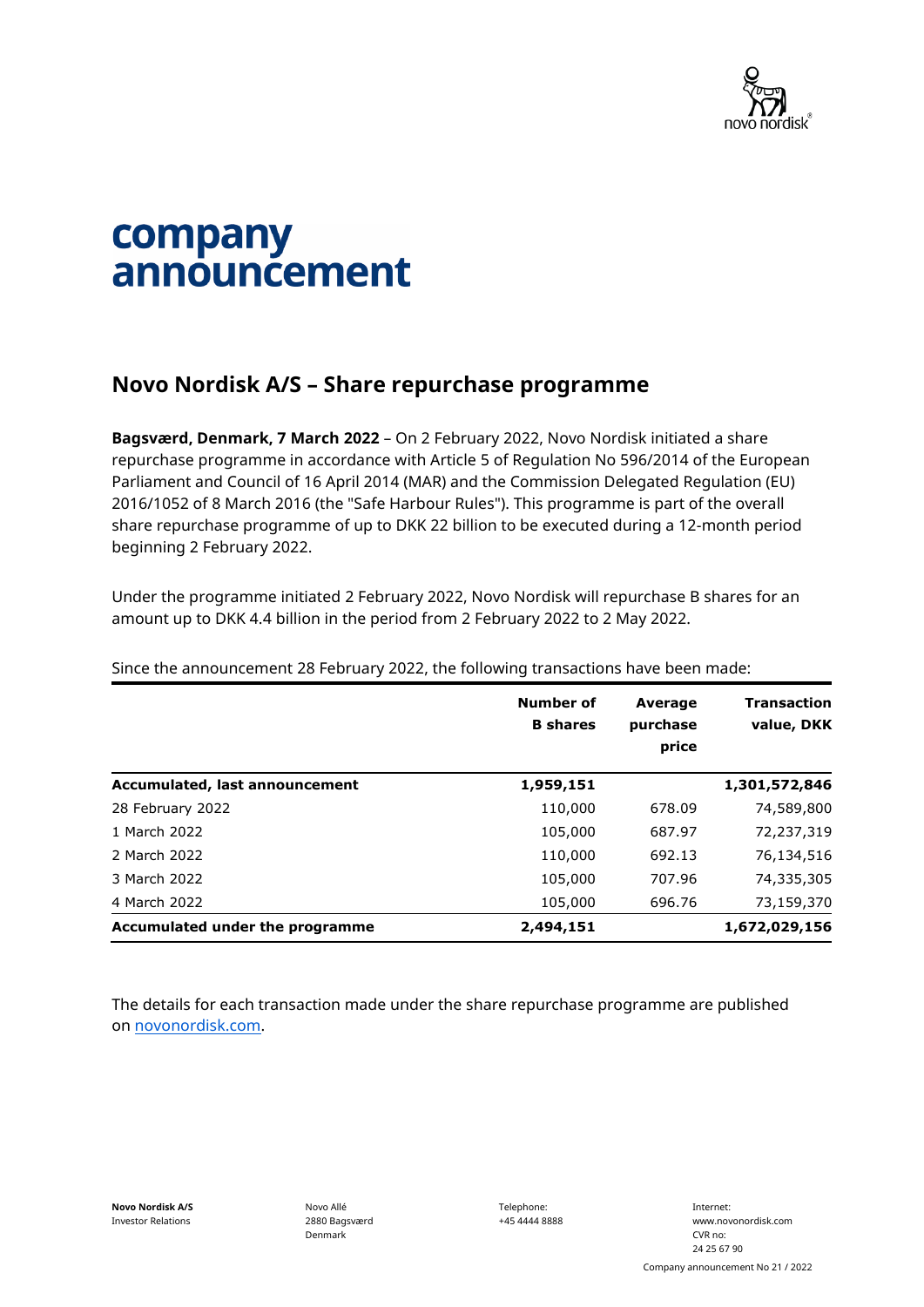# company announcement

## Novo Nordisk A/S – Share repurchase programme

**Bagsværd, Denmark, 7 March 2022** – On 2 February 2022, Novo Nordisk initiated a share repurchase programme in accordance with Article 5 of Regulation No 596/2014 of the European Parliament and Council of 16 April 2014 (MAR) and the Commission Delegated Regulation (EU) 2016/1052 of 8 March 2016 (the "Safe Harbour Rules"). This programme is part of the overall share repurchase programme of up to DKK 22 billion to be executed during a 12-month period beginning 2 February 2022.

Under the programme initiated 2 February 2022, Novo Nordisk will repurchase B shares for an amount up to DKK 4.4 billion in the period from 2 February 2022 to 2 May 2022.

Since the announcement 28 February 2022, the following transactions have been made:

| | Number of B shares | Average purchase price | Transaction value, DKK |
|---|---|---|---|
| **Accumulated, last announcement** | **1,959,151** | | **1,301,572,846** |
| 28 February 2022 | 110,000 | 678.09 | 74,589,800 |
| 1 March 2022 | 105,000 | 687.97 | 72,237,319 |
| 2 March 2022 | 110,000 | 692.13 | 76,134,516 |
| 3 March 2022 | 105,000 | 707.96 | 74,335,305 |
| 4 March 2022 | 105,000 | 696.76 | 73,159,370 |
| **Accumulated under the programme** | **2,494,151** | | **1,672,029,156** |

The details for each transaction made under the share repurchase programme are published on novonordisk.com.

**Novo Nordisk A/S**
Investor Relations

Novo Allé
2880 Bagsværd
Denmark

Telephone:
+45 4444 8888

Internet:
www.novonordisk.com
CVR no:
24 25 67 90

Company announcement No 21 / 2022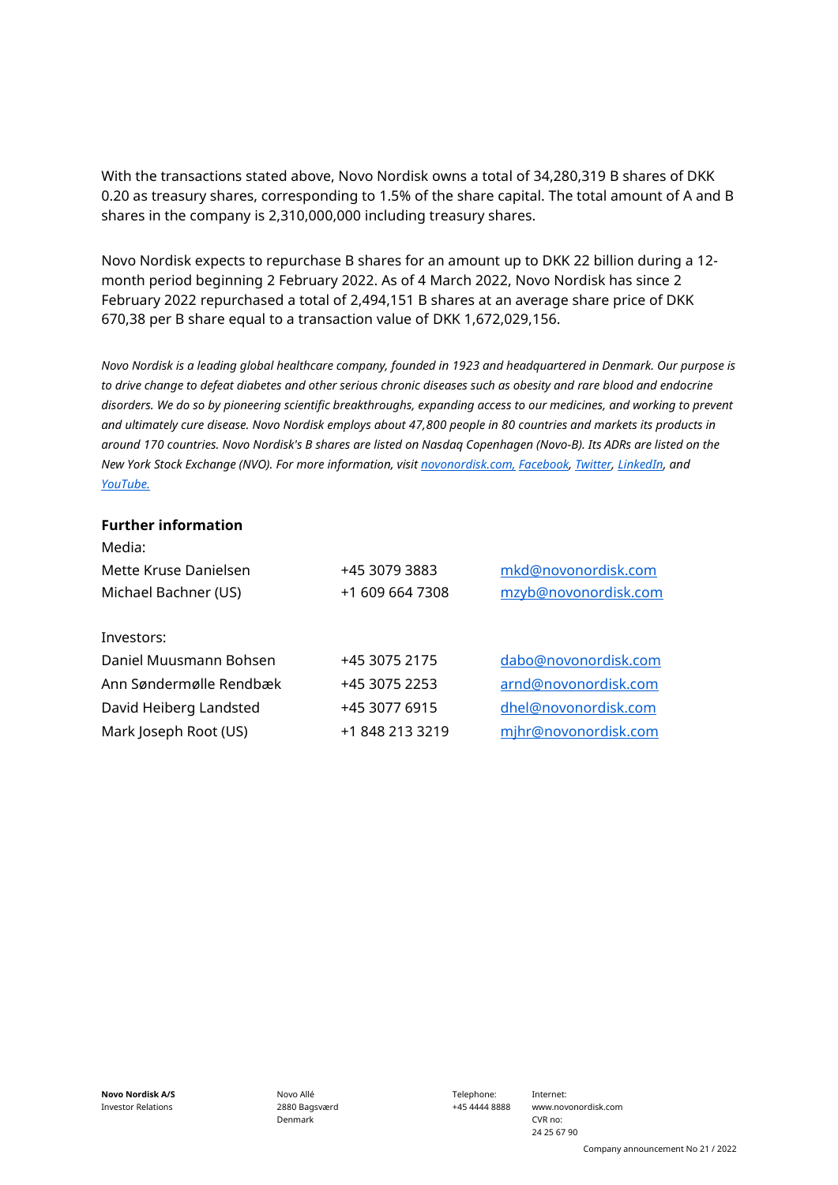With the transactions stated above, Novo Nordisk owns a total of 34,280,319 B shares of DKK 0.20 as treasury shares, corresponding to 1.5% of the share capital. The total amount of A and B shares in the company is 2,310,000,000 including treasury shares.

Novo Nordisk expects to repurchase B shares for an amount up to DKK 22 billion during a 12-month period beginning 2 February 2022. As of 4 March 2022, Novo Nordisk has since 2 February 2022 repurchased a total of 2,494,151 B shares at an average share price of DKK 670,38 per B share equal to a transaction value of DKK 1,672,029,156.

*Novo Nordisk is a leading global healthcare company, founded in 1923 and headquartered in Denmark. Our purpose is to drive change to defeat diabetes and other serious chronic diseases such as obesity and rare blood and endocrine disorders. We do so by pioneering scientific breakthroughs, expanding access to our medicines, and working to prevent and ultimately cure disease. Novo Nordisk employs about 47,800 people in 80 countries and markets its products in around 170 countries. Novo Nordisk's B shares are listed on Nasdaq Copenhagen (Novo-B). Its ADRs are listed on the New York Stock Exchange (NVO). For more information, visit novonordisk.com, Facebook, Twitter, LinkedIn, and YouTube.*

**Further information**

| | | |
|---|---|---|
| Media: | | |
| Mette Kruse Danielsen | +45 3079 3883 | mkd@novonordisk.com |
| Michael Bachner (US) | +1 609 664 7308 | mzyb@novonordisk.com |
| | | |
| Investors: | | |
| Daniel Muusmann Bohsen | +45 3075 2175 | dabo@novonordisk.com |
| Ann Søndermølle Rendbæk | +45 3075 2253 | arnd@novonordisk.com |
| David Heiberg Landsted | +45 3077 6915 | dhel@novonordisk.com |
| Mark Joseph Root (US) | +1 848 213 3219 | mjhr@novonordisk.com |

**Novo Nordisk A/S**
Investor Relations

Novo Allé
2880 Bagsværd
Denmark

Telephone:
+45 4444 8888

Internet:
www.novonordisk.com
CVR no:
24 25 67 90

Company announcement No 21 / 2022